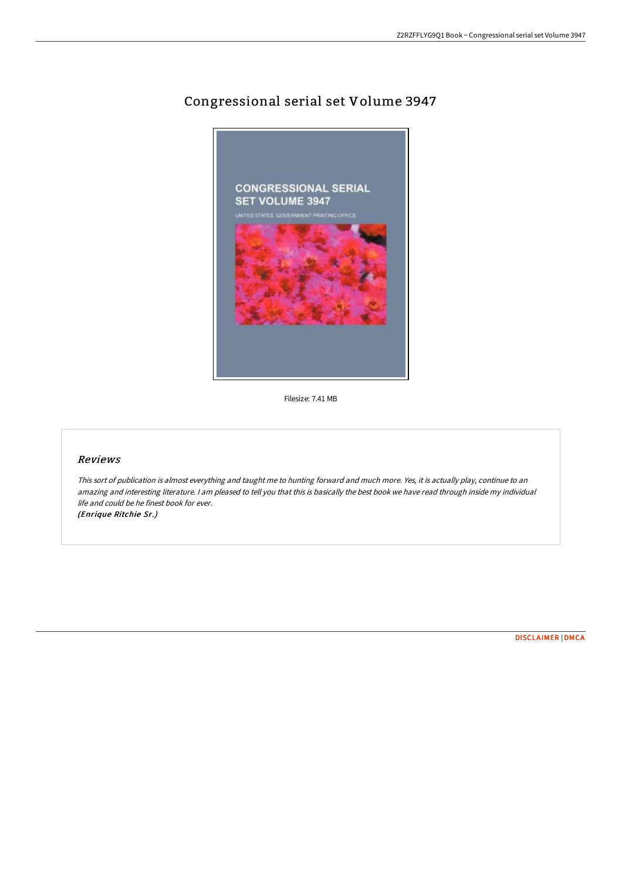# Congressional serial set Volume 3947

Filesize: 7.41 MB

## *Reviews*

*This sort of publication is almost everything and taught me to hunting forward and much more. Yes, it is actually play, continue to an amazing and interesting literature. I am pleased to tell you that this is basically the best book we have read through inside my individual life and could be he finest book for ever.*
*(Enrique Ritchie Sr.)*

DISCLAIMER | DMCA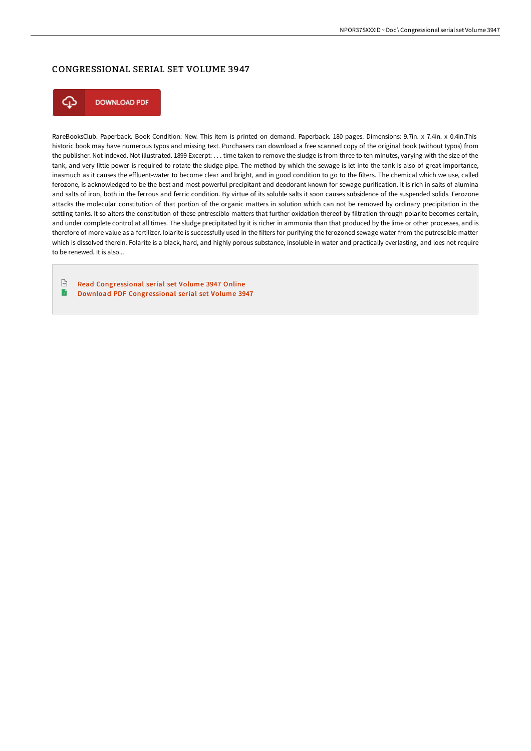## CONGRESSIONAL SERIAL SET VOLUME 3947

DOWNLOAD PDF

RareBooksClub. Paperback. Book Condition: New. This item is printed on demand. Paperback. 180 pages. Dimensions: 9.7in. x 7.4in. x 0.4in.This historic book may have numerous typos and missing text. Purchasers can download a free scanned copy of the original book (without typos) from the publisher. Not indexed. Not illustrated. 1899 Excerpt: . . . time taken to remove the sludge is from three to ten minutes, varying with the size of the tank, and very little power is required to rotate the sludge pipe. The method by which the sewage is let into the tank is also of great importance, inasmuch as it causes the effluent-water to become clear and bright, and in good condition to go to the filters. The chemical which we use, called ferozone, is acknowledged to be the best and most powerful precipitant and deodorant known for sewage purification. It is rich in salts of alumina and salts of iron, both in the ferrous and ferric condition. By virtue of its soluble salts it soon causes subsidence of the suspended solids. Ferozone attacks the molecular constitution of that portion of the organic matters in solution which can not be removed by ordinary precipitation in the settling tanks. It so alters the constitution of these pntresciblo matters that further oxidation thereof by filtration through polarite becomes certain, and under complete control at all times. The sludge precipitated by it is richer in ammonia than that produced by the lime or other processes, and is therefore of more value as a fertilizer. Iolarite is successfully used in the filters for purifying the ferozoned sewage water from the putrescible matter which is dissolved therein. Folarite is a black, hard, and highly porous substance, insoluble in water and practically everlasting, and loes not require to be renewed. It is also...

- Read Congressional serial set Volume 3947 Online
- Download PDF Congressional serial set Volume 3947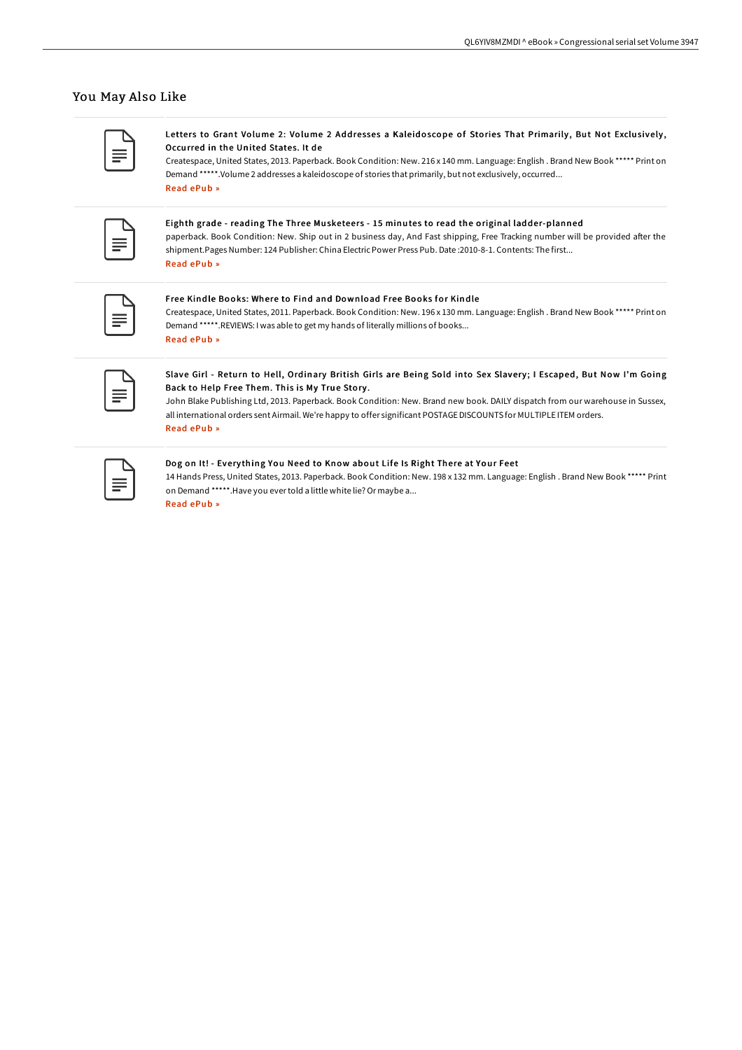## You May Also Like

**Letters to Grant Volume 2: Volume 2 Addresses a Kaleidoscope of Stories That Primarily, But Not Exclusively, Occurred in the United States. It de**

Createspace, United States, 2013. Paperback. Book Condition: New. 216 x 140 mm. Language: English . Brand New Book ***** Print on Demand *****.Volume 2 addresses a kaleidoscope of stories that primarily, but not exclusively, occurred...

Read ePub »

**Eighth grade - reading The Three Musketeers - 15 minutes to read the original ladder-planned**

paperback. Book Condition: New. Ship out in 2 business day, And Fast shipping, Free Tracking number will be provided after the shipment.Pages Number: 124 Publisher: China Electric Power Press Pub. Date :2010-8-1. Contents: The first...

Read ePub »

**Free Kindle Books: Where to Find and Download Free Books for Kindle**

Createspace, United States, 2011. Paperback. Book Condition: New. 196 x 130 mm. Language: English . Brand New Book ***** Print on Demand *****.REVIEWS: I was able to get my hands of literally millions of books...

Read ePub »

**Slave Girl - Return to Hell, Ordinary British Girls are Being Sold into Sex Slavery; I Escaped, But Now I'm Going Back to Help Free Them. This is My True Story.**

John Blake Publishing Ltd, 2013. Paperback. Book Condition: New. Brand new book. DAILY dispatch from our warehouse in Sussex, all international orders sent Airmail. We're happy to offer significant POSTAGE DISCOUNTS for MULTIPLE ITEM orders.

Read ePub »

**Dog on It! - Everything You Need to Know about Life Is Right There at Your Feet**

14 Hands Press, United States, 2013. Paperback. Book Condition: New. 198 x 132 mm. Language: English . Brand New Book ***** Print on Demand *****.Have you ever told a little white lie? Or maybe a...

Read ePub »